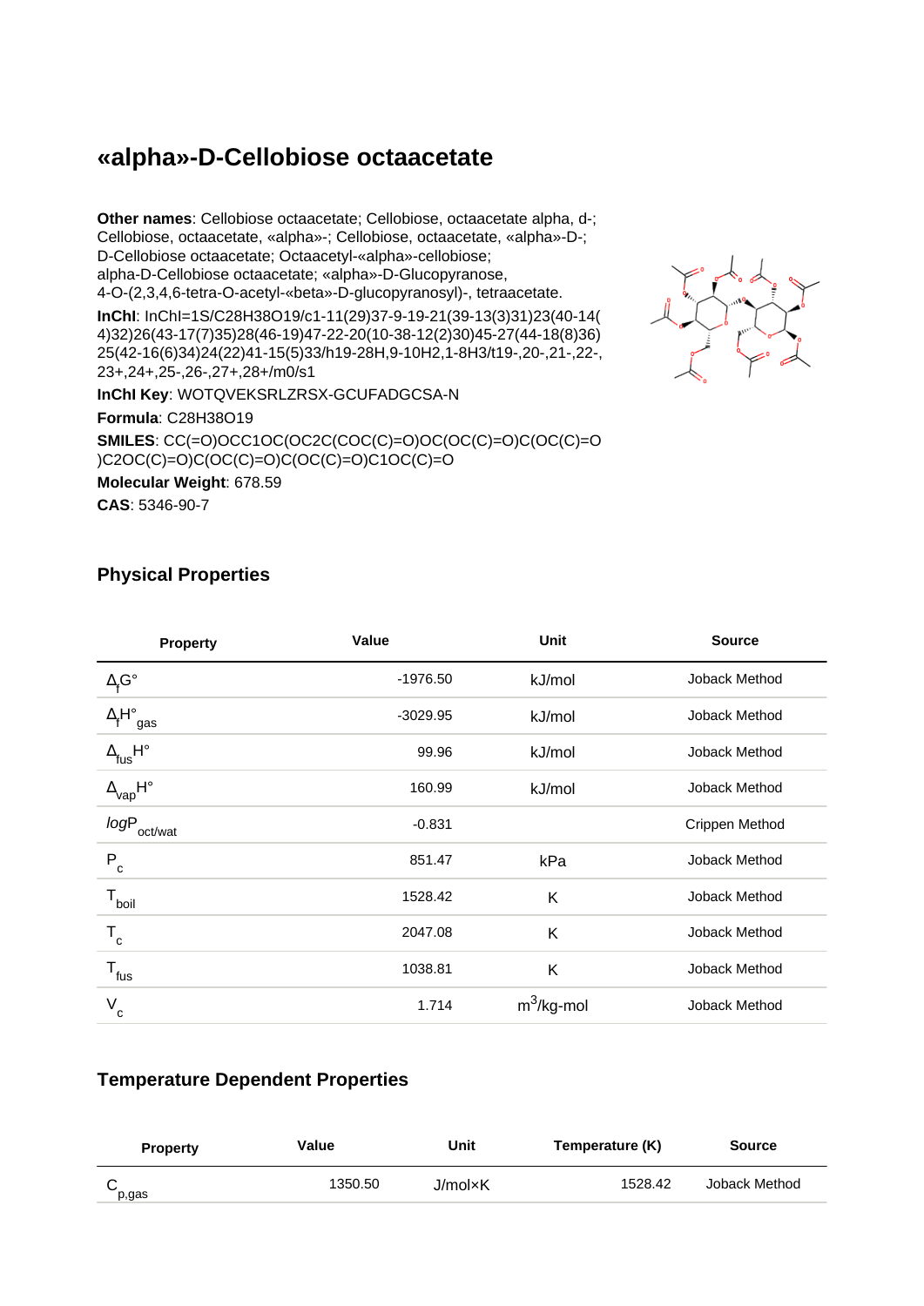# «alpha»-D-Cellobiose octaacetate

**Other names**: Cellobiose octaacetate; Cellobiose, octaacetate alpha, d-; Cellobiose, octaacetate, «alpha»-; Cellobiose, octaacetate, «alpha»-D-; D-Cellobiose octaacetate; Octaacetyl-«alpha»-cellobiose; alpha-D-Cellobiose octaacetate; «alpha»-D-Glucopyranose, 4-O-(2,3,4,6-tetra-O-acetyl-«beta»-D-glucopyranosyl)-, tetraacetate.

**InChI**: InChI=1S/C28H38O19/c1-11(29)37-9-19-21(39-13(3)31)23(40-14(4)32)26(43-17(7)35)28(46-19)47-22-20(10-38-12(2)30)45-27(44-18(8)36)25(42-16(6)34)24(22)41-15(5)33/h19-28H,9-10H2,1-8H3/t19-,20-,21-,22-,23+,24+,25-,26-,27+,28+/m0/s1

**InChI Key**: WOTQVEKSRLZRSX-GCUFADGCSA-N

**Formula**: C28H38O19

**SMILES**: CC(=O)OCC1OC(OC2C(COC(C)=O)OC(OC(C)=O)C(OC(C)=O)C2OC(C)=O)C(OC(C)=O)C(OC(C)=O)C1OC(C)=O

**Molecular Weight**: 678.59

**CAS**: 5346-90-7

## Physical Properties

| Property | Value | Unit | Source |
|---|---|---|---|
| $\Delta_f G°$ | -1976.50 | kJ/mol | Joback Method |
| $\Delta_f H°_{gas}$ | -3029.95 | kJ/mol | Joback Method |
| $\Delta_{fus} H°$ | 99.96 | kJ/mol | Joback Method |
| $\Delta_{vap} H°$ | 160.99 | kJ/mol | Joback Method |
| $logP_{oct/wat}$ | -0.831 | | Crippen Method |
| $P_c$ | 851.47 | kPa | Joback Method |
| $T_{boil}$ | 1528.42 | K | Joback Method |
| $T_c$ | 2047.08 | K | Joback Method |
| $T_{fus}$ | 1038.81 | K | Joback Method |
| $V_c$ | 1.714 | $m^3$/kg-mol | Joback Method |

## Temperature Dependent Properties

| Property | Value | Unit | Temperature (K) | Source |
|---|---|---|---|---|
| $C_{p,gas}$ | 1350.50 | J/mol×K | 1528.42 | Joback Method |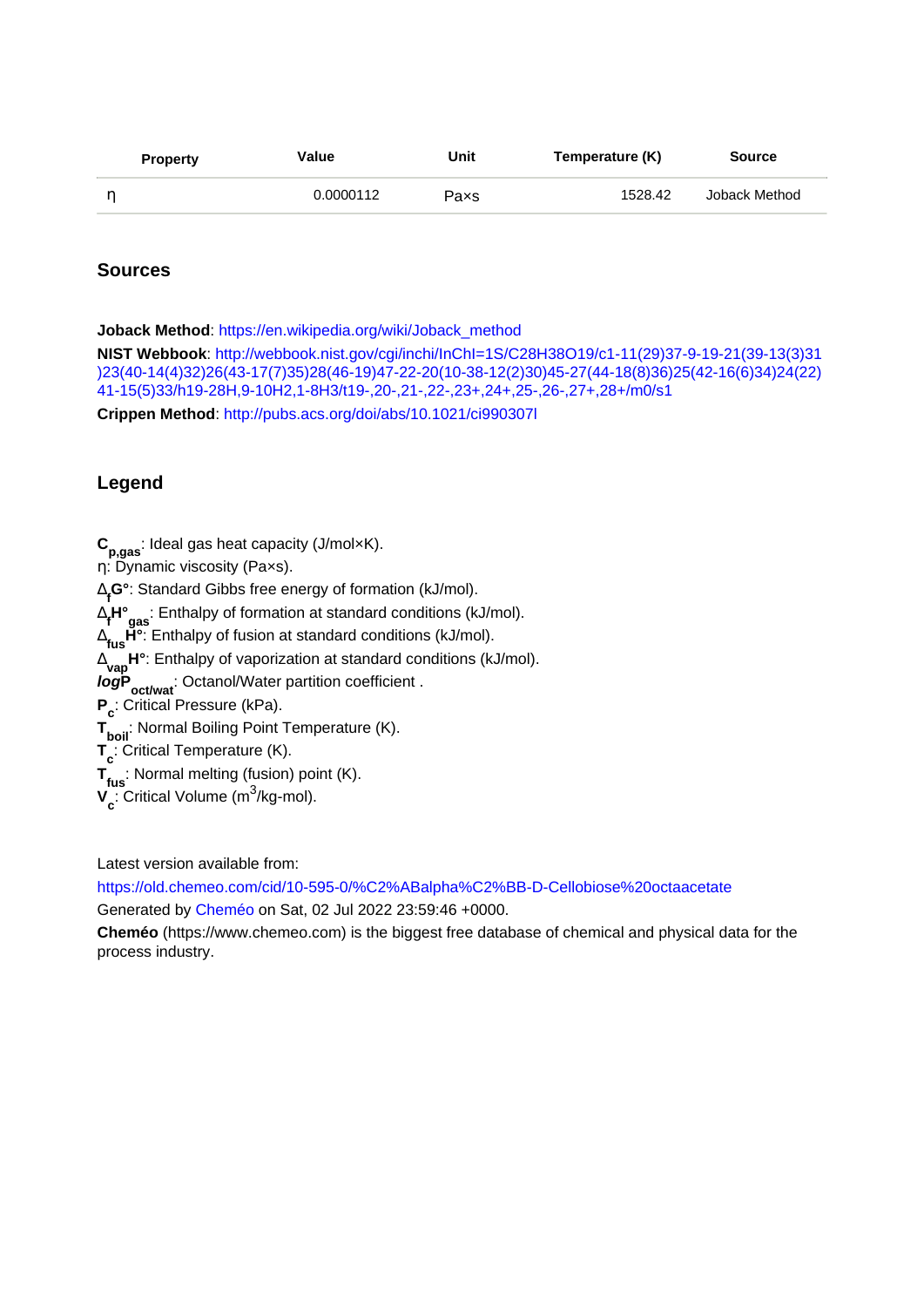| Property | Value | Unit | Temperature (K) | Source |
| --- | --- | --- | --- | --- |
| η | 0.0000112 | Pa×s | 1528.42 | Joback Method |

## Sources

**Joback Method**: https://en.wikipedia.org/wiki/Joback_method

**NIST Webbook**: http://webbook.nist.gov/cgi/inchi/InChI=1S/C28H38O19/c1-11(29)37-9-19-21(39-13(3)31)23(40-14(4)32)26(43-17(7)35)28(46-19)47-22-20(10-38-12(2)30)45-27(44-18(8)36)25(42-16(6)34)24(22)41-15(5)33/h19-28H,9-10H2,1-8H3/t19-,20-,21-,22-,23+,24+,25-,26-,27+,28+/m0/s1

**Crippen Method**: http://pubs.acs.org/doi/abs/10.1021/ci990307l

## Legend

$C_{p,gas}$: Ideal gas heat capacity (J/mol×K).
η: Dynamic viscosity (Pa×s).
$\Delta_f G°$: Standard Gibbs free energy of formation (kJ/mol).
$\Delta_f H°_{gas}$: Enthalpy of formation at standard conditions (kJ/mol).
$\Delta_{fus} H°$: Enthalpy of fusion at standard conditions (kJ/mol).
$\Delta_{vap} H°$: Enthalpy of vaporization at standard conditions (kJ/mol).
$logP_{oct/wat}$: Octanol/Water partition coefficient .
$P_c$: Critical Pressure (kPa).
$T_{boil}$: Normal Boiling Point Temperature (K).
$T_c$: Critical Temperature (K).
$T_{fus}$: Normal melting (fusion) point (K).
$V_c$: Critical Volume ($m^3$/kg-mol).

Latest version available from:

https://old.chemeo.com/cid/10-595-0/%C2%ABalpha%C2%BB-D-Cellobiose%20octaacetate

Generated by Cheméo on Sat, 02 Jul 2022 23:59:46 +0000.

**Cheméo** (https://www.chemeo.com) is the biggest free database of chemical and physical data for the process industry.